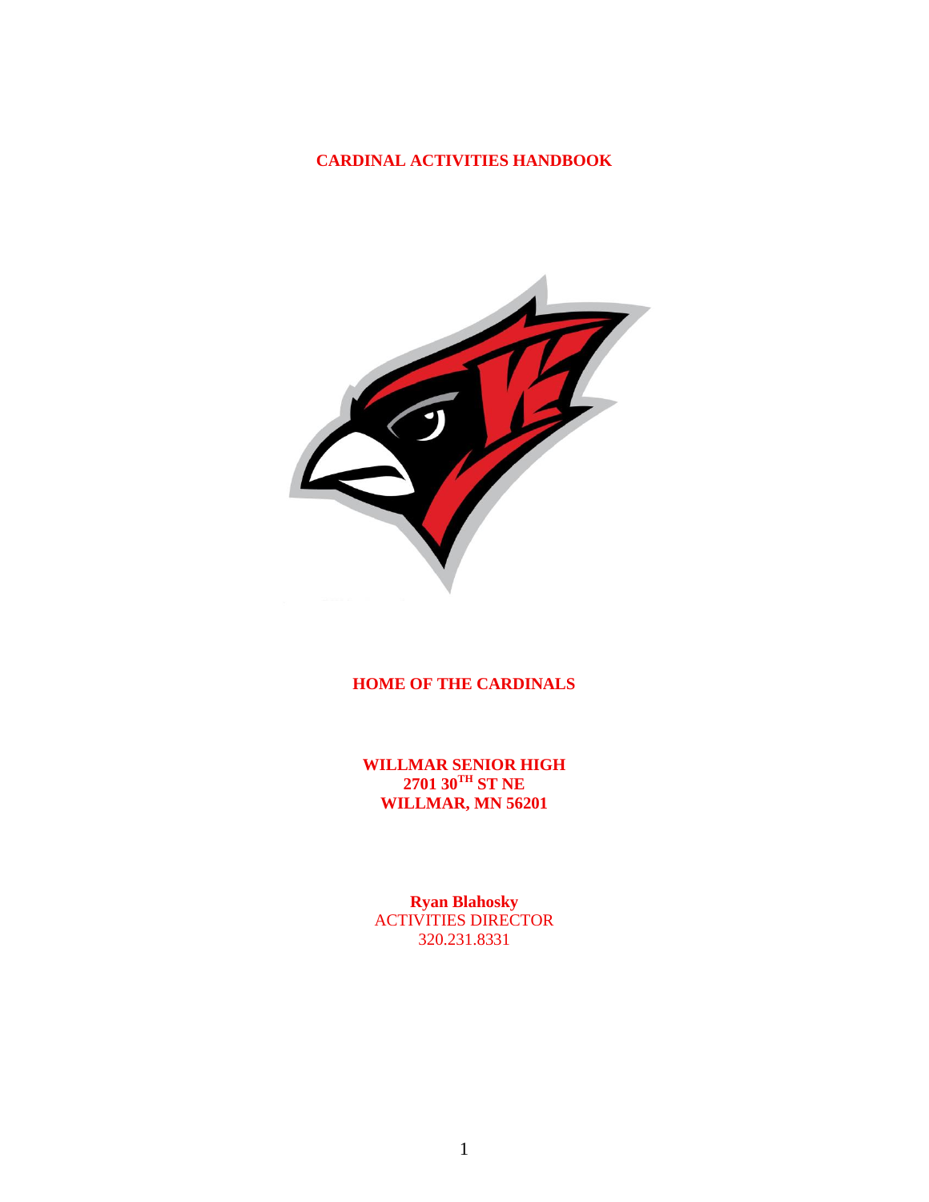# CARDINAL ACTIVITIES HANDBOOK

**HOME OF THE CARDINALS**

**WILLMAR SENIOR HIGH**
**2701 30TH ST NE**
**WILLMAR, MN 56201**

**Ryan Blahosky**
ACTIVITIES DIRECTOR
320.231.8331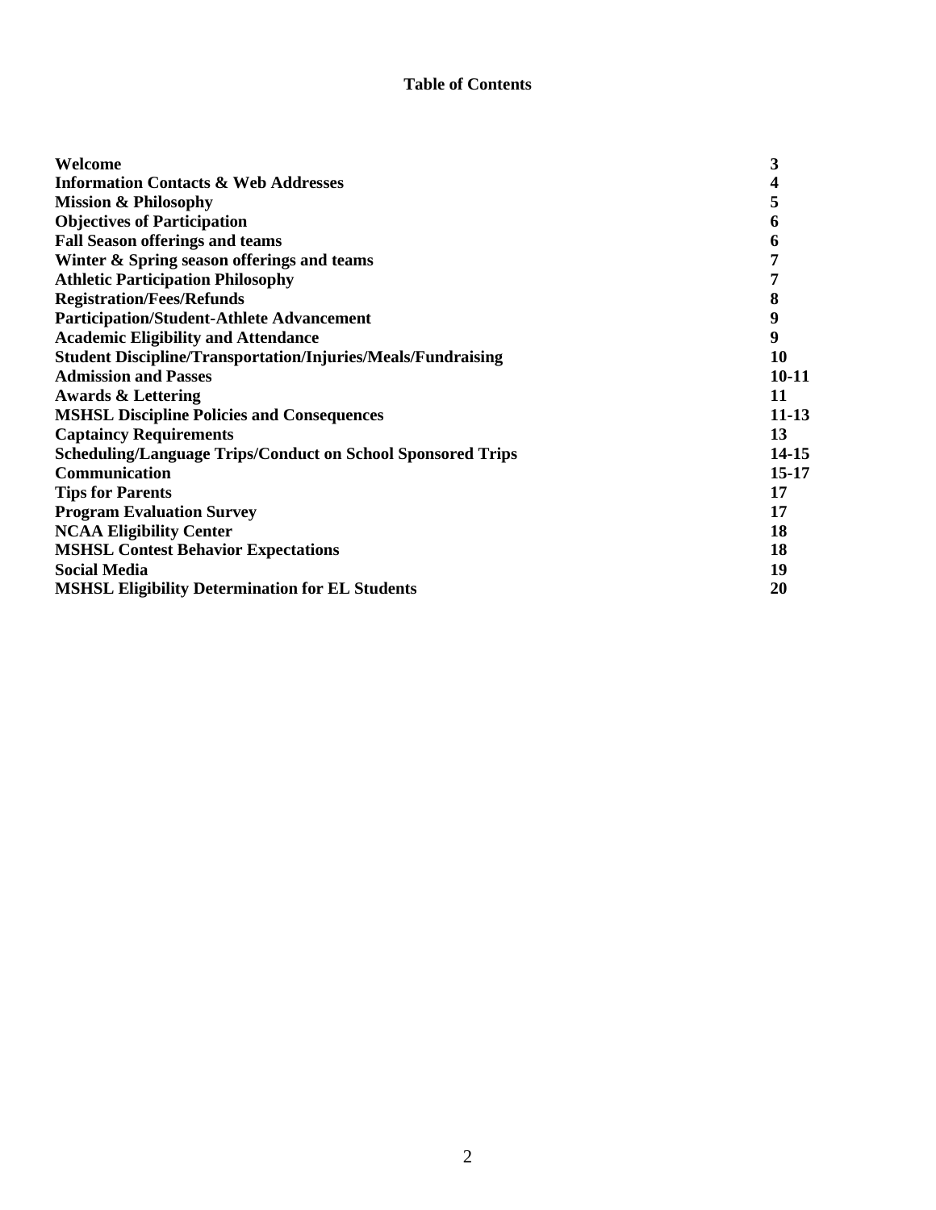## Table of Contents

| | |
|---|---|
| **Welcome** | **3** |
| **Information Contacts & Web Addresses** | **4** |
| **Mission & Philosophy** | **5** |
| **Objectives of Participation** | **6** |
| **Fall Season offerings and teams** | **6** |
| **Winter & Spring season offerings and teams** | **7** |
| **Athletic Participation Philosophy** | **7** |
| **Registration/Fees/Refunds** | **8** |
| **Participation/Student-Athlete Advancement** | **9** |
| **Academic Eligibility and Attendance** | **9** |
| **Student Discipline/Transportation/Injuries/Meals/Fundraising** | **10** |
| **Admission and Passes** | **10-11** |
| **Awards & Lettering** | **11** |
| **MSHSL Discipline Policies and Consequences** | **11-13** |
| **Captaincy Requirements** | **13** |
| **Scheduling/Language Trips/Conduct on School Sponsored Trips** | **14-15** |
| **Communication** | **15-17** |
| **Tips for Parents** | **17** |
| **Program Evaluation Survey** | **17** |
| **NCAA Eligibility Center** | **18** |
| **MSHSL Contest Behavior Expectations** | **18** |
| **Social Media** | **19** |
| **MSHSL Eligibility Determination for EL Students** | **20** |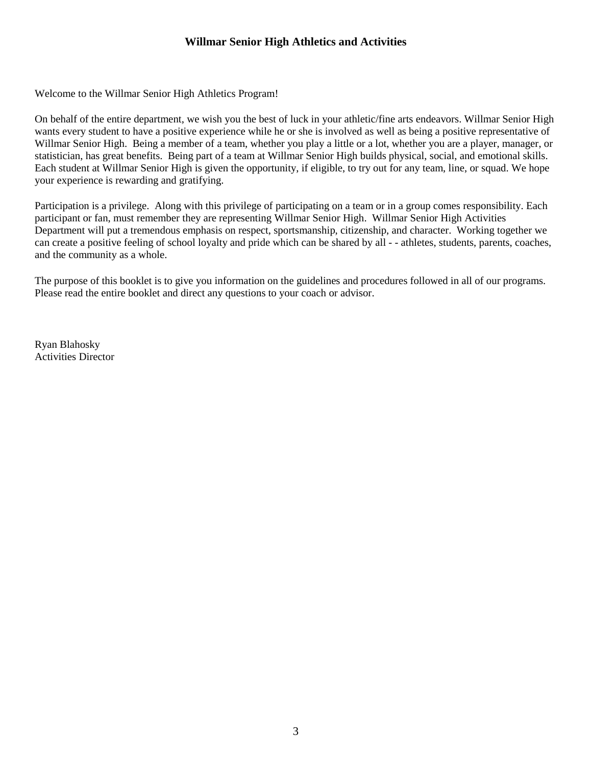## Willmar Senior High Athletics and Activities

Welcome to the Willmar Senior High Athletics Program!

On behalf of the entire department, we wish you the best of luck in your athletic/fine arts endeavors. Willmar Senior High wants every student to have a positive experience while he or she is involved as well as being a positive representative of Willmar Senior High. Being a member of a team, whether you play a little or a lot, whether you are a player, manager, or statistician, has great benefits. Being part of a team at Willmar Senior High builds physical, social, and emotional skills. Each student at Willmar Senior High is given the opportunity, if eligible, to try out for any team, line, or squad. We hope your experience is rewarding and gratifying.

Participation is a privilege. Along with this privilege of participating on a team or in a group comes responsibility. Each participant or fan, must remember they are representing Willmar Senior High. Willmar Senior High Activities Department will put a tremendous emphasis on respect, sportsmanship, citizenship, and character. Working together we can create a positive feeling of school loyalty and pride which can be shared by all - - athletes, students, parents, coaches, and the community as a whole.

The purpose of this booklet is to give you information on the guidelines and procedures followed in all of our programs. Please read the entire booklet and direct any questions to your coach or advisor.

Ryan Blahosky
Activities Director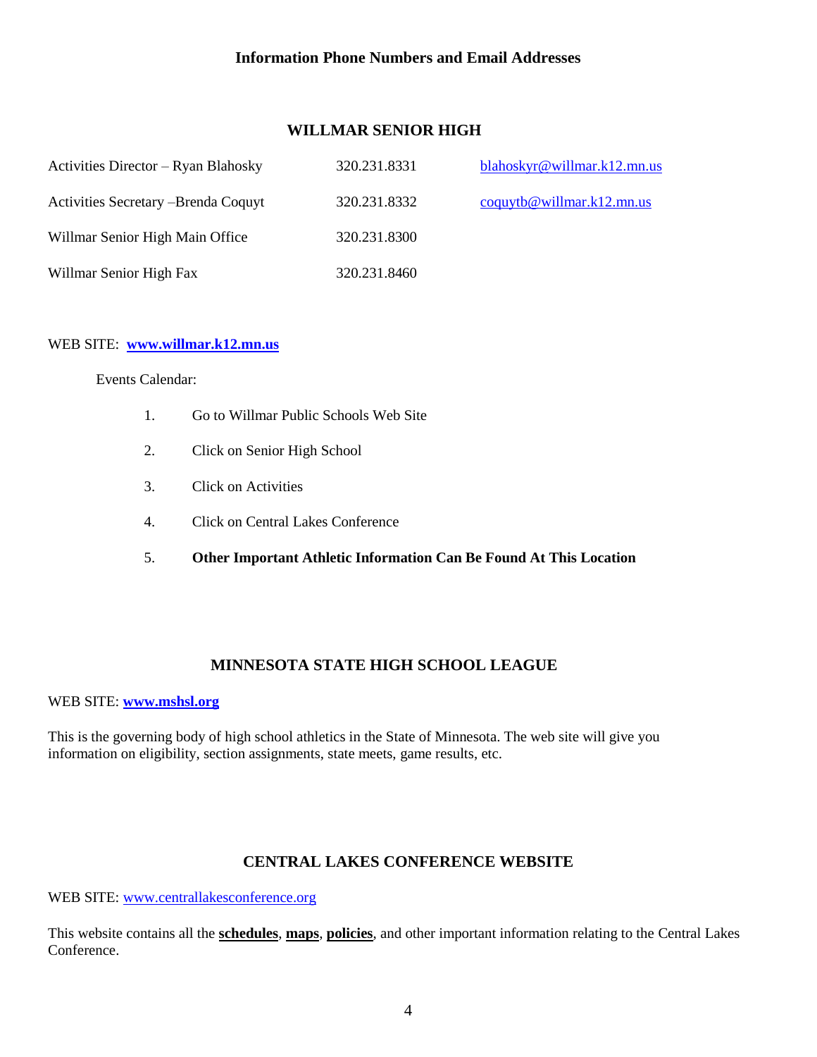# Information Phone Numbers and Email Addresses

## WILLMAR SENIOR HIGH

| | | |
|---|---|---|
| Activities Director – Ryan Blahosky | 320.231.8331 | blahoskyr@willmar.k12.mn.us |
| Activities Secretary –Brenda Coquyt | 320.231.8332 | coquytb@willmar.k12.mn.us |
| Willmar Senior High Main Office | 320.231.8300 | |
| Willmar Senior High Fax | 320.231.8460 | |

WEB SITE: **www.willmar.k12.mn.us**

Events Calendar:

1. Go to Willmar Public Schools Web Site
2. Click on Senior High School
3. Click on Activities
4. Click on Central Lakes Conference
5. **Other Important Athletic Information Can Be Found At This Location**

## MINNESOTA STATE HIGH SCHOOL LEAGUE

WEB SITE: **www.mshsl.org**

This is the governing body of high school athletics in the State of Minnesota. The web site will give you information on eligibility, section assignments, state meets, game results, etc.

## CENTRAL LAKES CONFERENCE WEBSITE

WEB SITE: www.centrallakesconference.org

This website contains all the **schedules**, **maps**, **policies**, and other important information relating to the Central Lakes Conference.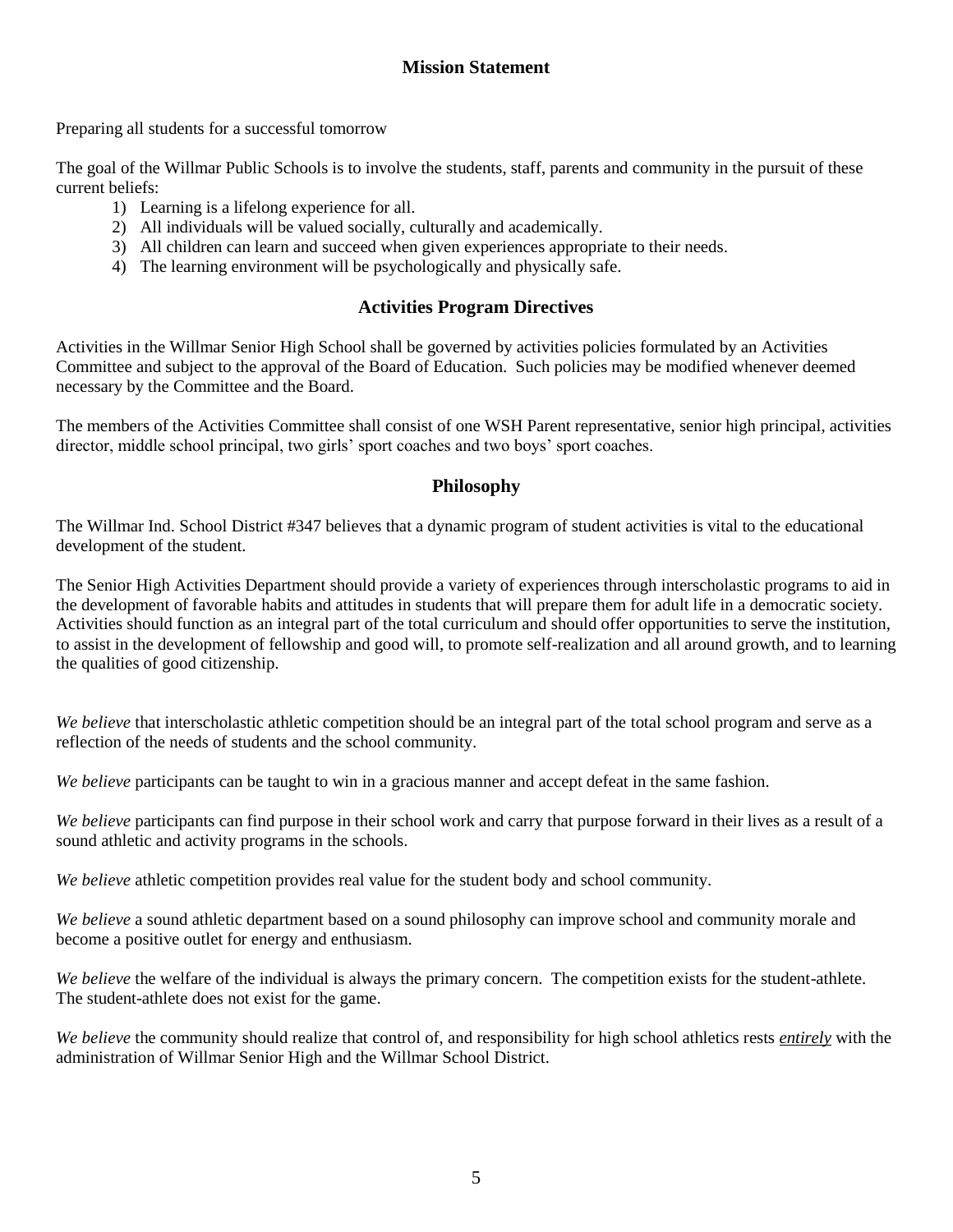## Mission Statement

Preparing all students for a successful tomorrow

The goal of the Willmar Public Schools is to involve the students, staff, parents and community in the pursuit of these current beliefs:

1) Learning is a lifelong experience for all.
2) All individuals will be valued socially, culturally and academically.
3) All children can learn and succeed when given experiences appropriate to their needs.
4) The learning environment will be psychologically and physically safe.

## Activities Program Directives

Activities in the Willmar Senior High School shall be governed by activities policies formulated by an Activities Committee and subject to the approval of the Board of Education. Such policies may be modified whenever deemed necessary by the Committee and the Board.

The members of the Activities Committee shall consist of one WSH Parent representative, senior high principal, activities director, middle school principal, two girls' sport coaches and two boys' sport coaches.

## Philosophy

The Willmar Ind. School District #347 believes that a dynamic program of student activities is vital to the educational development of the student.

The Senior High Activities Department should provide a variety of experiences through interscholastic programs to aid in the development of favorable habits and attitudes in students that will prepare them for adult life in a democratic society. Activities should function as an integral part of the total curriculum and should offer opportunities to serve the institution, to assist in the development of fellowship and good will, to promote self-realization and all around growth, and to learning the qualities of good citizenship.

*We believe* that interscholastic athletic competition should be an integral part of the total school program and serve as a reflection of the needs of students and the school community.

*We believe* participants can be taught to win in a gracious manner and accept defeat in the same fashion.

*We believe* participants can find purpose in their school work and carry that purpose forward in their lives as a result of a sound athletic and activity programs in the schools.

*We believe* athletic competition provides real value for the student body and school community.

*We believe* a sound athletic department based on a sound philosophy can improve school and community morale and become a positive outlet for energy and enthusiasm.

*We believe* the welfare of the individual is always the primary concern. The competition exists for the student-athlete. The student-athlete does not exist for the game.

*We believe* the community should realize that control of, and responsibility for high school athletics rests ***entirely*** with the administration of Willmar Senior High and the Willmar School District.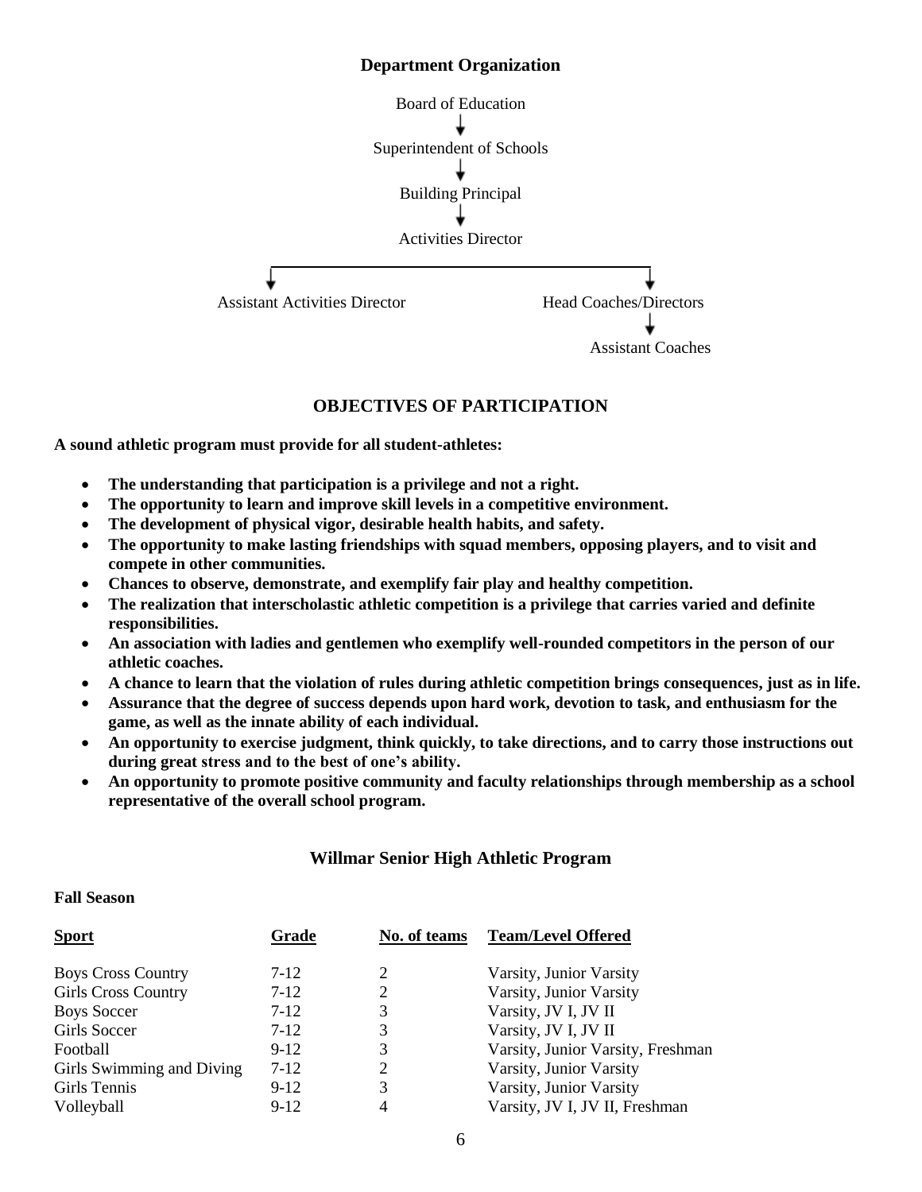## Department Organization

Board of Education
↓
Superintendent of Schools
↓
Building Principal
↓
Activities Director

↓ Assistant Activities Director

↓ Head Coaches/Directors
↓ Assistant Coaches

## OBJECTIVES OF PARTICIPATION

**A sound athletic program must provide for all student-athletes:**

- **The understanding that participation is a privilege and not a right.**
- **The opportunity to learn and improve skill levels in a competitive environment.**
- **The development of physical vigor, desirable health habits, and safety.**
- **The opportunity to make lasting friendships with squad members, opposing players, and to visit and compete in other communities.**
- **Chances to observe, demonstrate, and exemplify fair play and healthy competition.**
- **The realization that interscholastic athletic competition is a privilege that carries varied and definite responsibilities.**
- **An association with ladies and gentlemen who exemplify well-rounded competitors in the person of our athletic coaches.**
- **A chance to learn that the violation of rules during athletic competition brings consequences, just as in life.**
- **Assurance that the degree of success depends upon hard work, devotion to task, and enthusiasm for the game, as well as the innate ability of each individual.**
- **An opportunity to exercise judgment, think quickly, to take directions, and to carry those instructions out during great stress and to the best of one's ability.**
- **An opportunity to promote positive community and faculty relationships through membership as a school representative of the overall school program.**

## Willmar Senior High Athletic Program

**Fall Season**

| Sport | Grade | No. of teams | Team/Level Offered |
|---|---|---|---|
| Boys Cross Country | 7-12 | 2 | Varsity, Junior Varsity |
| Girls Cross Country | 7-12 | 2 | Varsity, Junior Varsity |
| Boys Soccer | 7-12 | 3 | Varsity, JV I, JV II |
| Girls Soccer | 7-12 | 3 | Varsity, JV I, JV II |
| Football | 9-12 | 3 | Varsity, Junior Varsity, Freshman |
| Girls Swimming and Diving | 7-12 | 2 | Varsity, Junior Varsity |
| Girls Tennis | 9-12 | 3 | Varsity, Junior Varsity |
| Volleyball | 9-12 | 4 | Varsity, JV I, JV II, Freshman |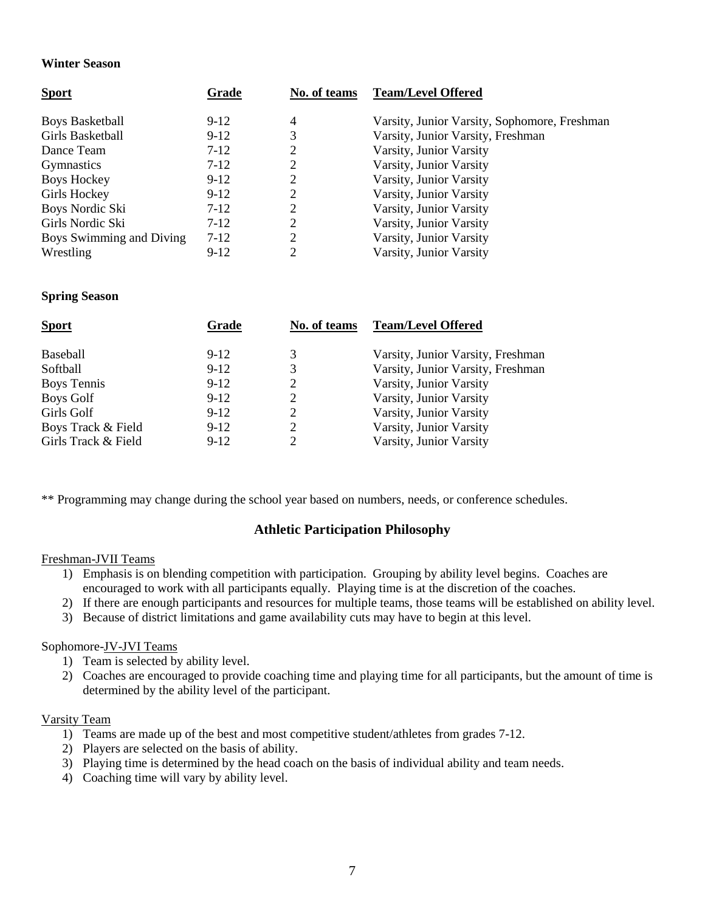**Winter Season**

| Sport | Grade | No. of teams | Team/Level Offered |
|---|---|---|---|
| Boys Basketball | 9-12 | 4 | Varsity, Junior Varsity, Sophomore, Freshman |
| Girls Basketball | 9-12 | 3 | Varsity, Junior Varsity, Freshman |
| Dance Team | 7-12 | 2 | Varsity, Junior Varsity |
| Gymnastics | 7-12 | 2 | Varsity, Junior Varsity |
| Boys Hockey | 9-12 | 2 | Varsity, Junior Varsity |
| Girls Hockey | 9-12 | 2 | Varsity, Junior Varsity |
| Boys Nordic Ski | 7-12 | 2 | Varsity, Junior Varsity |
| Girls Nordic Ski | 7-12 | 2 | Varsity, Junior Varsity |
| Boys Swimming and Diving | 7-12 | 2 | Varsity, Junior Varsity |
| Wrestling | 9-12 | 2 | Varsity, Junior Varsity |

**Spring Season**

| Sport | Grade | No. of teams | Team/Level Offered |
|---|---|---|---|
| Baseball | 9-12 | 3 | Varsity, Junior Varsity, Freshman |
| Softball | 9-12 | 3 | Varsity, Junior Varsity, Freshman |
| Boys Tennis | 9-12 | 2 | Varsity, Junior Varsity |
| Boys Golf | 9-12 | 2 | Varsity, Junior Varsity |
| Girls Golf | 9-12 | 2 | Varsity, Junior Varsity |
| Boys Track & Field | 9-12 | 2 | Varsity, Junior Varsity |
| Girls Track & Field | 9-12 | 2 | Varsity, Junior Varsity |

** Programming may change during the school year based on numbers, needs, or conference schedules.

## Athletic Participation Philosophy

Freshman-JVII Teams

1) Emphasis is on blending competition with participation. Grouping by ability level begins. Coaches are encouraged to work with all participants equally. Playing time is at the discretion of the coaches.
2) If there are enough participants and resources for multiple teams, those teams will be established on ability level.
3) Because of district limitations and game availability cuts may have to begin at this level.

Sophomore-JV-JVI Teams

1) Team is selected by ability level.
2) Coaches are encouraged to provide coaching time and playing time for all participants, but the amount of time is determined by the ability level of the participant.

Varsity Team

1) Teams are made up of the best and most competitive student/athletes from grades 7-12.
2) Players are selected on the basis of ability.
3) Playing time is determined by the head coach on the basis of individual ability and team needs.
4) Coaching time will vary by ability level.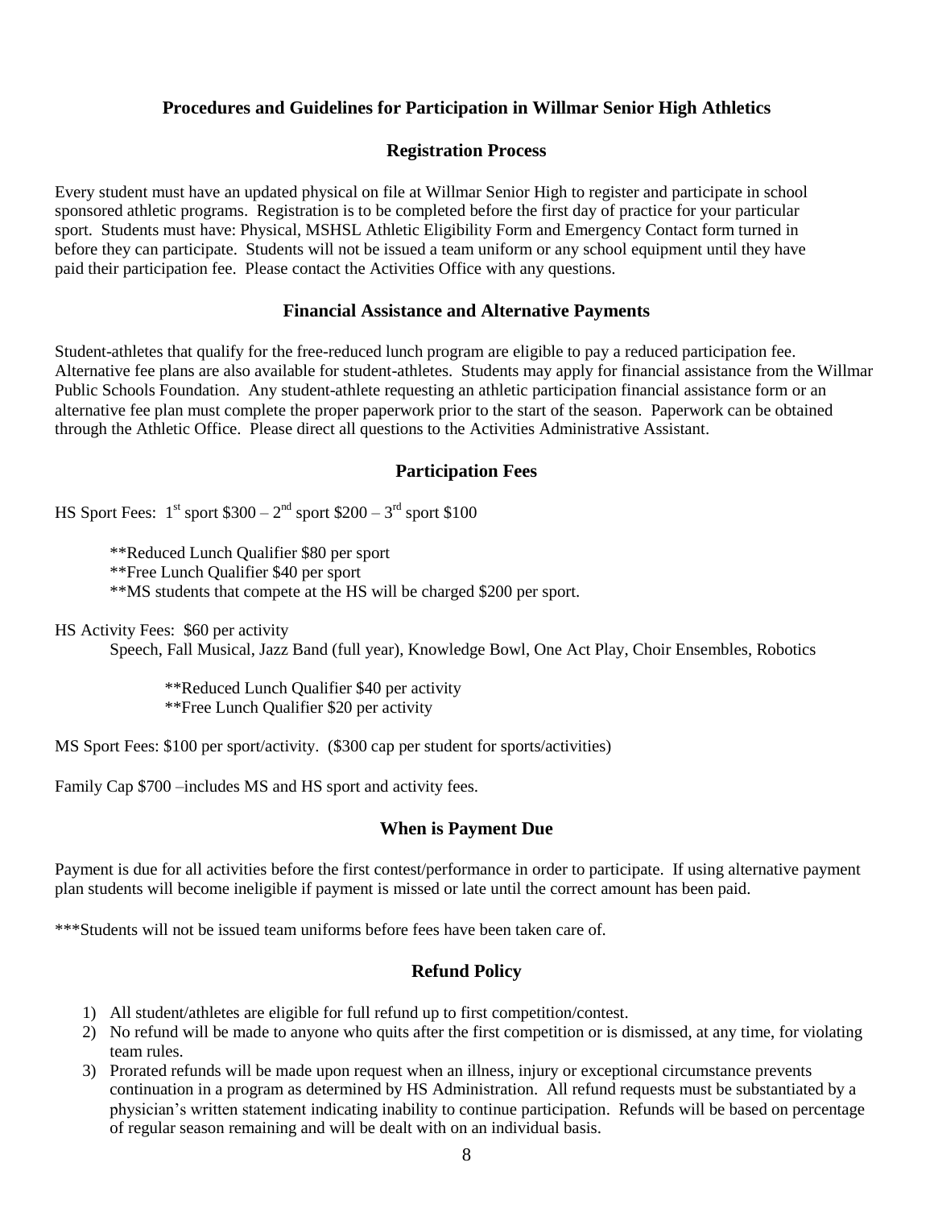## Procedures and Guidelines for Participation in Willmar Senior High Athletics

### Registration Process

Every student must have an updated physical on file at Willmar Senior High to register and participate in school sponsored athletic programs. Registration is to be completed before the first day of practice for your particular sport. Students must have: Physical, MSHSL Athletic Eligibility Form and Emergency Contact form turned in before they can participate. Students will not be issued a team uniform or any school equipment until they have paid their participation fee. Please contact the Activities Office with any questions.

### Financial Assistance and Alternative Payments

Student-athletes that qualify for the free-reduced lunch program are eligible to pay a reduced participation fee. Alternative fee plans are also available for student-athletes. Students may apply for financial assistance from the Willmar Public Schools Foundation. Any student-athlete requesting an athletic participation financial assistance form or an alternative fee plan must complete the proper paperwork prior to the start of the season. Paperwork can be obtained through the Athletic Office. Please direct all questions to the Activities Administrative Assistant.

### Participation Fees

HS Sport Fees: 1st sport $300 – 2nd sport $200 – 3rd sport $100

> **Reduced Lunch Qualifier $80 per sport
> **Free Lunch Qualifier $40 per sport
> **MS students that compete at the HS will be charged $200 per sport.

HS Activity Fees: $60 per activity
Speech, Fall Musical, Jazz Band (full year), Knowledge Bowl, One Act Play, Choir Ensembles, Robotics

> **Reduced Lunch Qualifier $40 per activity
> **Free Lunch Qualifier $20 per activity

MS Sport Fees: $100 per sport/activity. ($300 cap per student for sports/activities)

Family Cap $700 –includes MS and HS sport and activity fees.

### When is Payment Due

Payment is due for all activities before the first contest/performance in order to participate. If using alternative payment plan students will become ineligible if payment is missed or late until the correct amount has been paid.

***Students will not be issued team uniforms before fees have been taken care of.

### Refund Policy

1) All student/athletes are eligible for full refund up to first competition/contest.
2) No refund will be made to anyone who quits after the first competition or is dismissed, at any time, for violating team rules.
3) Prorated refunds will be made upon request when an illness, injury or exceptional circumstance prevents continuation in a program as determined by HS Administration. All refund requests must be substantiated by a physician's written statement indicating inability to continue participation. Refunds will be based on percentage of regular season remaining and will be dealt with on an individual basis.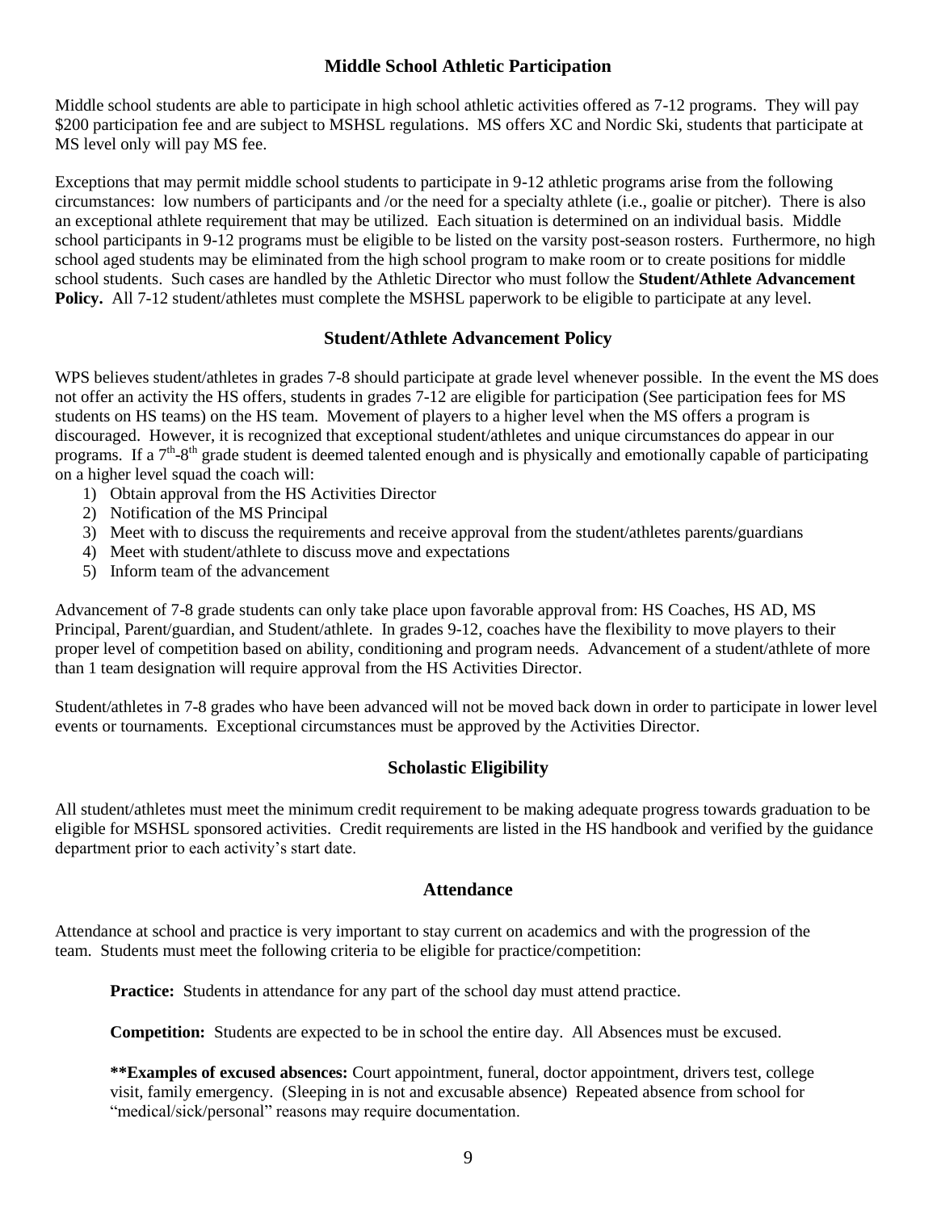## Middle School Athletic Participation

Middle school students are able to participate in high school athletic activities offered as 7-12 programs. They will pay $200 participation fee and are subject to MSHSL regulations. MS offers XC and Nordic Ski, students that participate at MS level only will pay MS fee.

Exceptions that may permit middle school students to participate in 9-12 athletic programs arise from the following circumstances: low numbers of participants and /or the need for a specialty athlete (i.e., goalie or pitcher). There is also an exceptional athlete requirement that may be utilized. Each situation is determined on an individual basis. Middle school participants in 9-12 programs must be eligible to be listed on the varsity post-season rosters. Furthermore, no high school aged students may be eliminated from the high school program to make room or to create positions for middle school students. Such cases are handled by the Athletic Director who must follow the **Student/Athlete Advancement Policy.** All 7-12 student/athletes must complete the MSHSL paperwork to be eligible to participate at any level.

## Student/Athlete Advancement Policy

WPS believes student/athletes in grades 7-8 should participate at grade level whenever possible. In the event the MS does not offer an activity the HS offers, students in grades 7-12 are eligible for participation (See participation fees for MS students on HS teams) on the HS team. Movement of players to a higher level when the MS offers a program is discouraged. However, it is recognized that exceptional student/athletes and unique circumstances do appear in our programs. If a 7th-8th grade student is deemed talented enough and is physically and emotionally capable of participating on a higher level squad the coach will:

1) Obtain approval from the HS Activities Director
2) Notification of the MS Principal
3) Meet with to discuss the requirements and receive approval from the student/athletes parents/guardians
4) Meet with student/athlete to discuss move and expectations
5) Inform team of the advancement

Advancement of 7-8 grade students can only take place upon favorable approval from: HS Coaches, HS AD, MS Principal, Parent/guardian, and Student/athlete. In grades 9-12, coaches have the flexibility to move players to their proper level of competition based on ability, conditioning and program needs. Advancement of a student/athlete of more than 1 team designation will require approval from the HS Activities Director.

Student/athletes in 7-8 grades who have been advanced will not be moved back down in order to participate in lower level events or tournaments. Exceptional circumstances must be approved by the Activities Director.

## Scholastic Eligibility

All student/athletes must meet the minimum credit requirement to be making adequate progress towards graduation to be eligible for MSHSL sponsored activities. Credit requirements are listed in the HS handbook and verified by the guidance department prior to each activity's start date.

## Attendance

Attendance at school and practice is very important to stay current on academics and with the progression of the team. Students must meet the following criteria to be eligible for practice/competition:

**Practice:** Students in attendance for any part of the school day must attend practice.

**Competition:** Students are expected to be in school the entire day. All Absences must be excused.

**\*\*Examples of excused absences:** Court appointment, funeral, doctor appointment, drivers test, college visit, family emergency. (Sleeping in is not and excusable absence) Repeated absence from school for "medical/sick/personal" reasons may require documentation.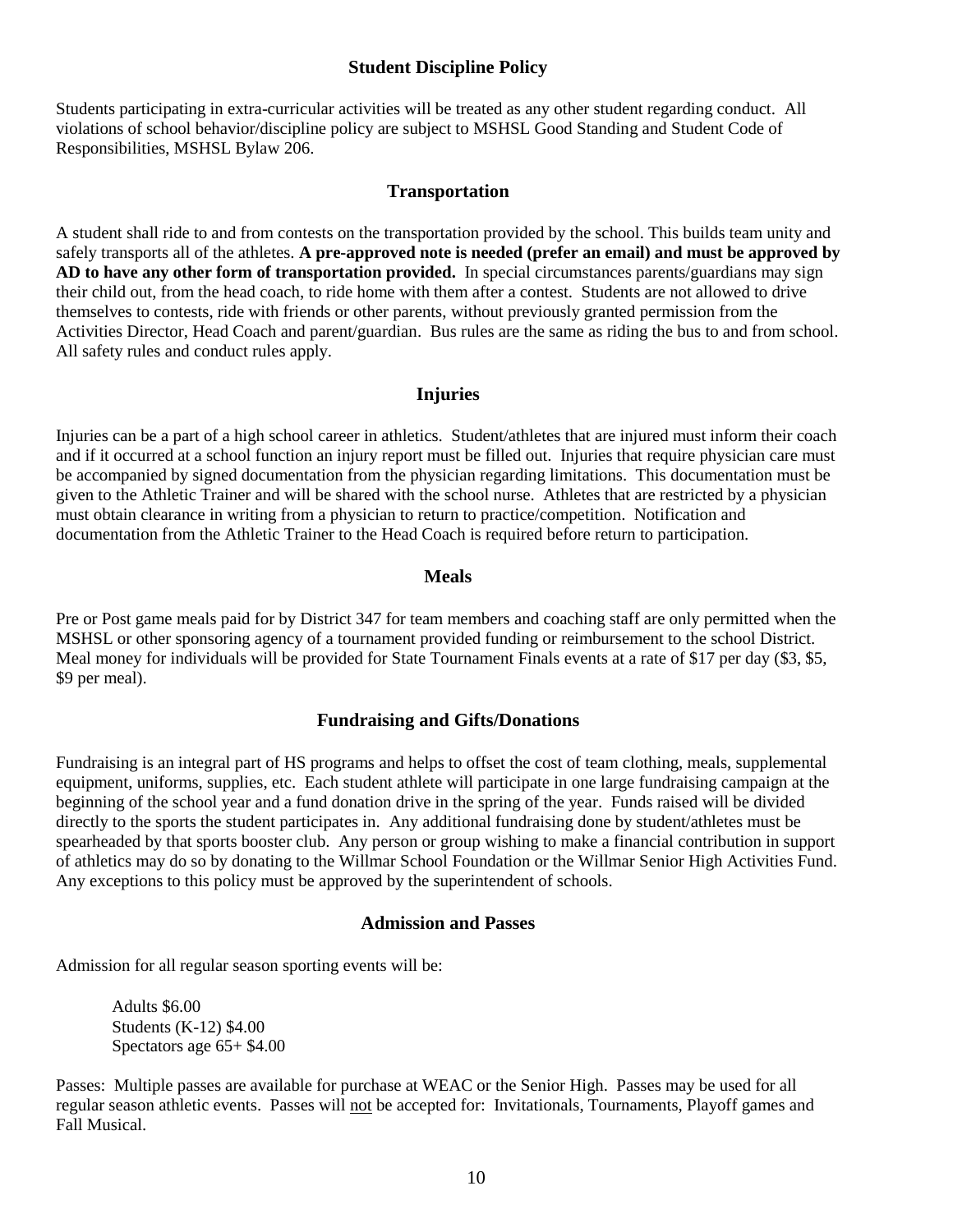## Student Discipline Policy

Students participating in extra-curricular activities will be treated as any other student regarding conduct. All violations of school behavior/discipline policy are subject to MSHSL Good Standing and Student Code of Responsibilities, MSHSL Bylaw 206.

## Transportation

A student shall ride to and from contests on the transportation provided by the school. This builds team unity and safely transports all of the athletes. **A pre-approved note is needed (prefer an email) and must be approved by AD to have any other form of transportation provided.** In special circumstances parents/guardians may sign their child out, from the head coach, to ride home with them after a contest. Students are not allowed to drive themselves to contests, ride with friends or other parents, without previously granted permission from the Activities Director, Head Coach and parent/guardian. Bus rules are the same as riding the bus to and from school. All safety rules and conduct rules apply.

## Injuries

Injuries can be a part of a high school career in athletics. Student/athletes that are injured must inform their coach and if it occurred at a school function an injury report must be filled out. Injuries that require physician care must be accompanied by signed documentation from the physician regarding limitations. This documentation must be given to the Athletic Trainer and will be shared with the school nurse. Athletes that are restricted by a physician must obtain clearance in writing from a physician to return to practice/competition. Notification and documentation from the Athletic Trainer to the Head Coach is required before return to participation.

## Meals

Pre or Post game meals paid for by District 347 for team members and coaching staff are only permitted when the MSHSL or other sponsoring agency of a tournament provided funding or reimbursement to the school District. Meal money for individuals will be provided for State Tournament Finals events at a rate of $17 per day ($3, $5, $9 per meal).

## Fundraising and Gifts/Donations

Fundraising is an integral part of HS programs and helps to offset the cost of team clothing, meals, supplemental equipment, uniforms, supplies, etc. Each student athlete will participate in one large fundraising campaign at the beginning of the school year and a fund donation drive in the spring of the year. Funds raised will be divided directly to the sports the student participates in. Any additional fundraising done by student/athletes must be spearheaded by that sports booster club. Any person or group wishing to make a financial contribution in support of athletics may do so by donating to the Willmar School Foundation or the Willmar Senior High Activities Fund. Any exceptions to this policy must be approved by the superintendent of schools.

## Admission and Passes

Admission for all regular season sporting events will be:

Adults $6.00
Students (K-12) $4.00
Spectators age 65+ $4.00

Passes: Multiple passes are available for purchase at WEAC or the Senior High. Passes may be used for all regular season athletic events. Passes will <u>not</u> be accepted for: Invitationals, Tournaments, Playoff games and Fall Musical.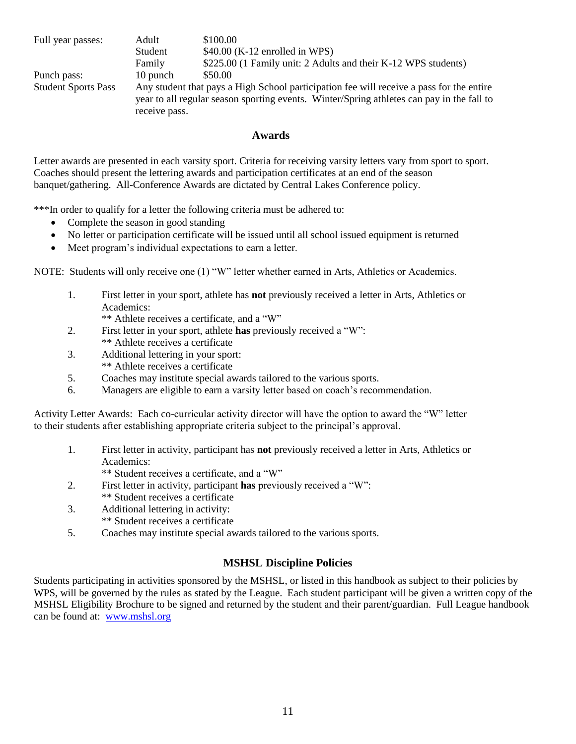| | | |
|---|---|---|
| Full year passes: | Adult | $100.00 |
| | Student | $40.00 (K-12 enrolled in WPS) |
| | Family | $225.00 (1 Family unit: 2 Adults and their K-12 WPS students) |
| Punch pass: | 10 punch | $50.00 |
| Student Sports Pass | Any student that pays a High School participation fee will receive a pass for the entire year to all regular season sporting events. Winter/Spring athletes can pay in the fall to receive pass. | |

## Awards

Letter awards are presented in each varsity sport. Criteria for receiving varsity letters vary from sport to sport. Coaches should present the lettering awards and participation certificates at an end of the season banquet/gathering. All-Conference Awards are dictated by Central Lakes Conference policy.

***In order to qualify for a letter the following criteria must be adhered to:

- Complete the season in good standing
- No letter or participation certificate will be issued until all school issued equipment is returned
- Meet program's individual expectations to earn a letter.

NOTE: Students will only receive one (1) "W" letter whether earned in Arts, Athletics or Academics.

1. First letter in your sport, athlete has **not** previously received a letter in Arts, Athletics or Academics:
   ** Athlete receives a certificate, and a "W"
2. First letter in your sport, athlete **has** previously received a "W":
   ** Athlete receives a certificate
3. Additional lettering in your sport:
   ** Athlete receives a certificate
5. Coaches may institute special awards tailored to the various sports.
6. Managers are eligible to earn a varsity letter based on coach's recommendation.

Activity Letter Awards: Each co-curricular activity director will have the option to award the "W" letter to their students after establishing appropriate criteria subject to the principal's approval.

1. First letter in activity, participant has **not** previously received a letter in Arts, Athletics or Academics:
   ** Student receives a certificate, and a "W"
2. First letter in activity, participant **has** previously received a "W":
   ** Student receives a certificate
3. Additional lettering in activity:
   ** Student receives a certificate
5. Coaches may institute special awards tailored to the various sports.

## MSHSL Discipline Policies

Students participating in activities sponsored by the MSHSL, or listed in this handbook as subject to their policies by WPS, will be governed by the rules as stated by the League. Each student participant will be given a written copy of the MSHSL Eligibility Brochure to be signed and returned by the student and their parent/guardian. Full League handbook can be found at: [www.mshsl.org](http://www.mshsl.org)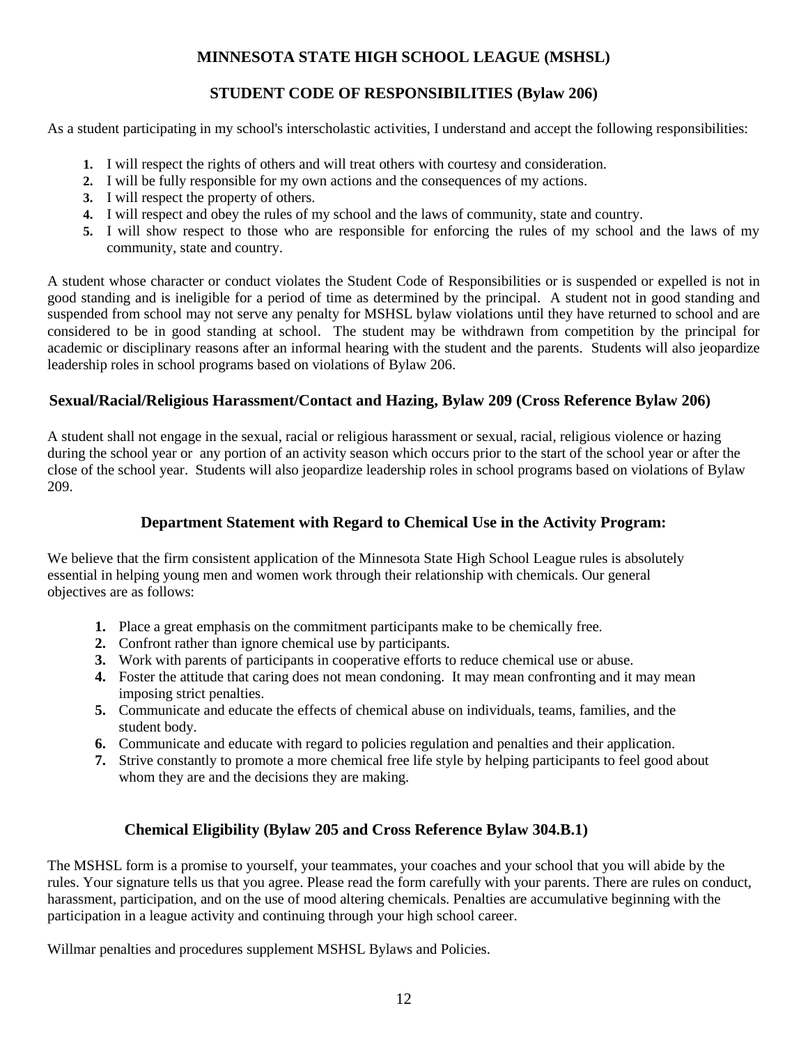# MINNESOTA STATE HIGH SCHOOL LEAGUE (MSHSL)

## STUDENT CODE OF RESPONSIBILITIES (Bylaw 206)

As a student participating in my school's interscholastic activities, I understand and accept the following responsibilities:

1. I will respect the rights of others and will treat others with courtesy and consideration.
2. I will be fully responsible for my own actions and the consequences of my actions.
3. I will respect the property of others.
4. I will respect and obey the rules of my school and the laws of community, state and country.
5. I will show respect to those who are responsible for enforcing the rules of my school and the laws of my community, state and country.

A student whose character or conduct violates the Student Code of Responsibilities or is suspended or expelled is not in good standing and is ineligible for a period of time as determined by the principal. A student not in good standing and suspended from school may not serve any penalty for MSHSL bylaw violations until they have returned to school and are considered to be in good standing at school. The student may be withdrawn from competition by the principal for academic or disciplinary reasons after an informal hearing with the student and the parents. Students will also jeopardize leadership roles in school programs based on violations of Bylaw 206.

## Sexual/Racial/Religious Harassment/Contact and Hazing, Bylaw 209 (Cross Reference Bylaw 206)

A student shall not engage in the sexual, racial or religious harassment or sexual, racial, religious violence or hazing during the school year or any portion of an activity season which occurs prior to the start of the school year or after the close of the school year. Students will also jeopardize leadership roles in school programs based on violations of Bylaw 209.

## Department Statement with Regard to Chemical Use in the Activity Program:

We believe that the firm consistent application of the Minnesota State High School League rules is absolutely essential in helping young men and women work through their relationship with chemicals. Our general objectives are as follows:

1. Place a great emphasis on the commitment participants make to be chemically free.
2. Confront rather than ignore chemical use by participants.
3. Work with parents of participants in cooperative efforts to reduce chemical use or abuse.
4. Foster the attitude that caring does not mean condoning. It may mean confronting and it may mean imposing strict penalties.
5. Communicate and educate the effects of chemical abuse on individuals, teams, families, and the student body.
6. Communicate and educate with regard to policies regulation and penalties and their application.
7. Strive constantly to promote a more chemical free life style by helping participants to feel good about whom they are and the decisions they are making.

## Chemical Eligibility (Bylaw 205 and Cross Reference Bylaw 304.B.1)

The MSHSL form is a promise to yourself, your teammates, your coaches and your school that you will abide by the rules. Your signature tells us that you agree. Please read the form carefully with your parents. There are rules on conduct, harassment, participation, and on the use of mood altering chemicals. Penalties are accumulative beginning with the participation in a league activity and continuing through your high school career.

Willmar penalties and procedures supplement MSHSL Bylaws and Policies.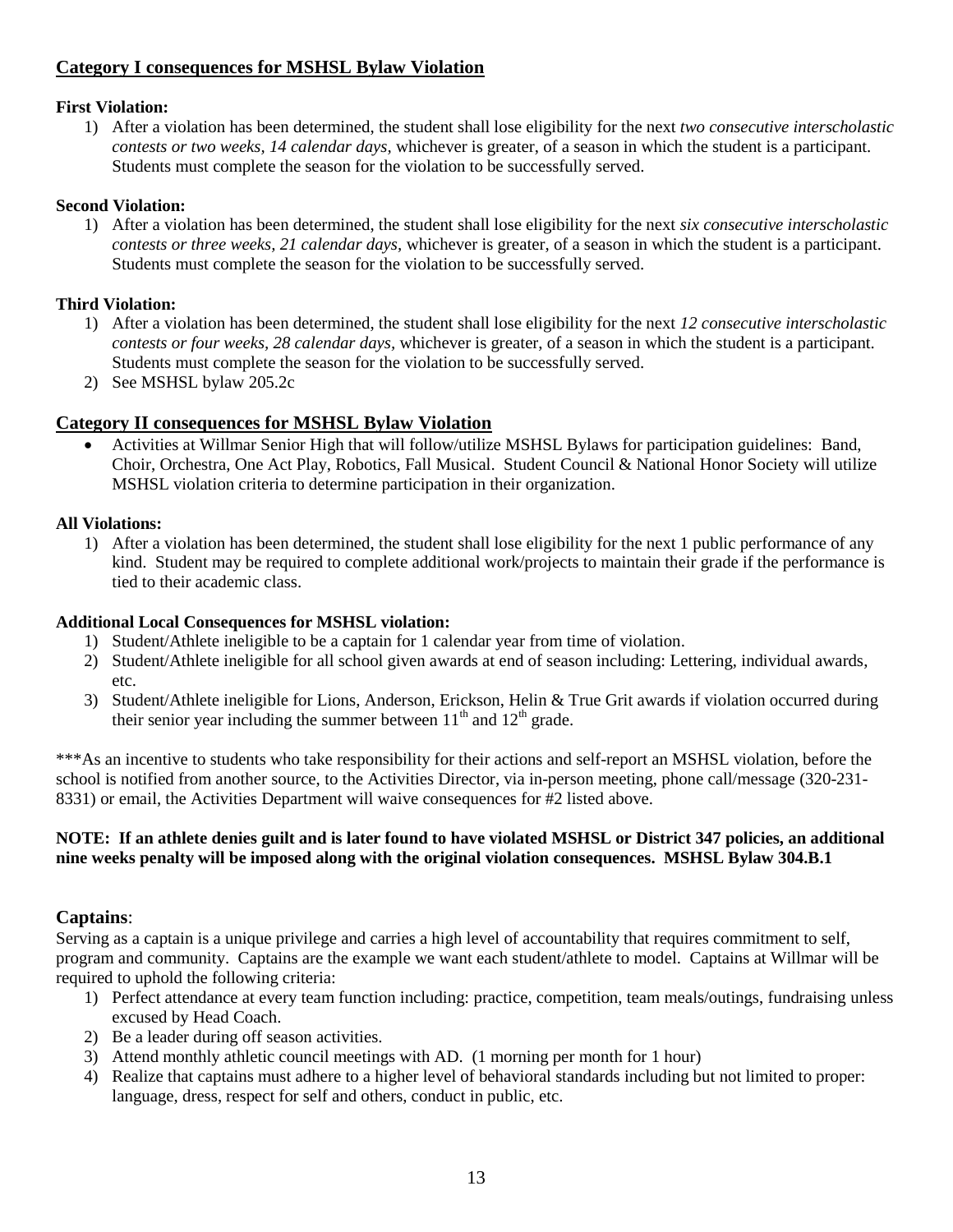## Category I consequences for MSHSL Bylaw Violation

**First Violation:**

1) After a violation has been determined, the student shall lose eligibility for the next *two consecutive interscholastic contests or two weeks, 14 calendar days,* whichever is greater, of a season in which the student is a participant. Students must complete the season for the violation to be successfully served.

**Second Violation:**

1) After a violation has been determined, the student shall lose eligibility for the next *six consecutive interscholastic contests or three weeks, 21 calendar days,* whichever is greater, of a season in which the student is a participant. Students must complete the season for the violation to be successfully served.

**Third Violation:**

1) After a violation has been determined, the student shall lose eligibility for the next *12 consecutive interscholastic contests or four weeks, 28 calendar days,* whichever is greater, of a season in which the student is a participant. Students must complete the season for the violation to be successfully served.
2) See MSHSL bylaw 205.2c

## Category II consequences for MSHSL Bylaw Violation

- Activities at Willmar Senior High that will follow/utilize MSHSL Bylaws for participation guidelines: Band, Choir, Orchestra, One Act Play, Robotics, Fall Musical. Student Council & National Honor Society will utilize MSHSL violation criteria to determine participation in their organization.

**All Violations:**

1) After a violation has been determined, the student shall lose eligibility for the next 1 public performance of any kind. Student may be required to complete additional work/projects to maintain their grade if the performance is tied to their academic class.

**Additional Local Consequences for MSHSL violation:**

1) Student/Athlete ineligible to be a captain for 1 calendar year from time of violation.
2) Student/Athlete ineligible for all school given awards at end of season including: Lettering, individual awards, etc.
3) Student/Athlete ineligible for Lions, Anderson, Erickson, Helin & True Grit awards if violation occurred during their senior year including the summer between 11th and 12th grade.

***As an incentive to students who take responsibility for their actions and self-report an MSHSL violation, before the school is notified from another source, to the Activities Director, via in-person meeting, phone call/message (320-231-8331) or email, the Activities Department will waive consequences for #2 listed above.

**NOTE: If an athlete denies guilt and is later found to have violated MSHSL or District 347 policies, an additional nine weeks penalty will be imposed along with the original violation consequences. MSHSL Bylaw 304.B.1**

## Captains:

Serving as a captain is a unique privilege and carries a high level of accountability that requires commitment to self, program and community. Captains are the example we want each student/athlete to model. Captains at Willmar will be required to uphold the following criteria:

1) Perfect attendance at every team function including: practice, competition, team meals/outings, fundraising unless excused by Head Coach.
2) Be a leader during off season activities.
3) Attend monthly athletic council meetings with AD. (1 morning per month for 1 hour)
4) Realize that captains must adhere to a higher level of behavioral standards including but not limited to proper: language, dress, respect for self and others, conduct in public, etc.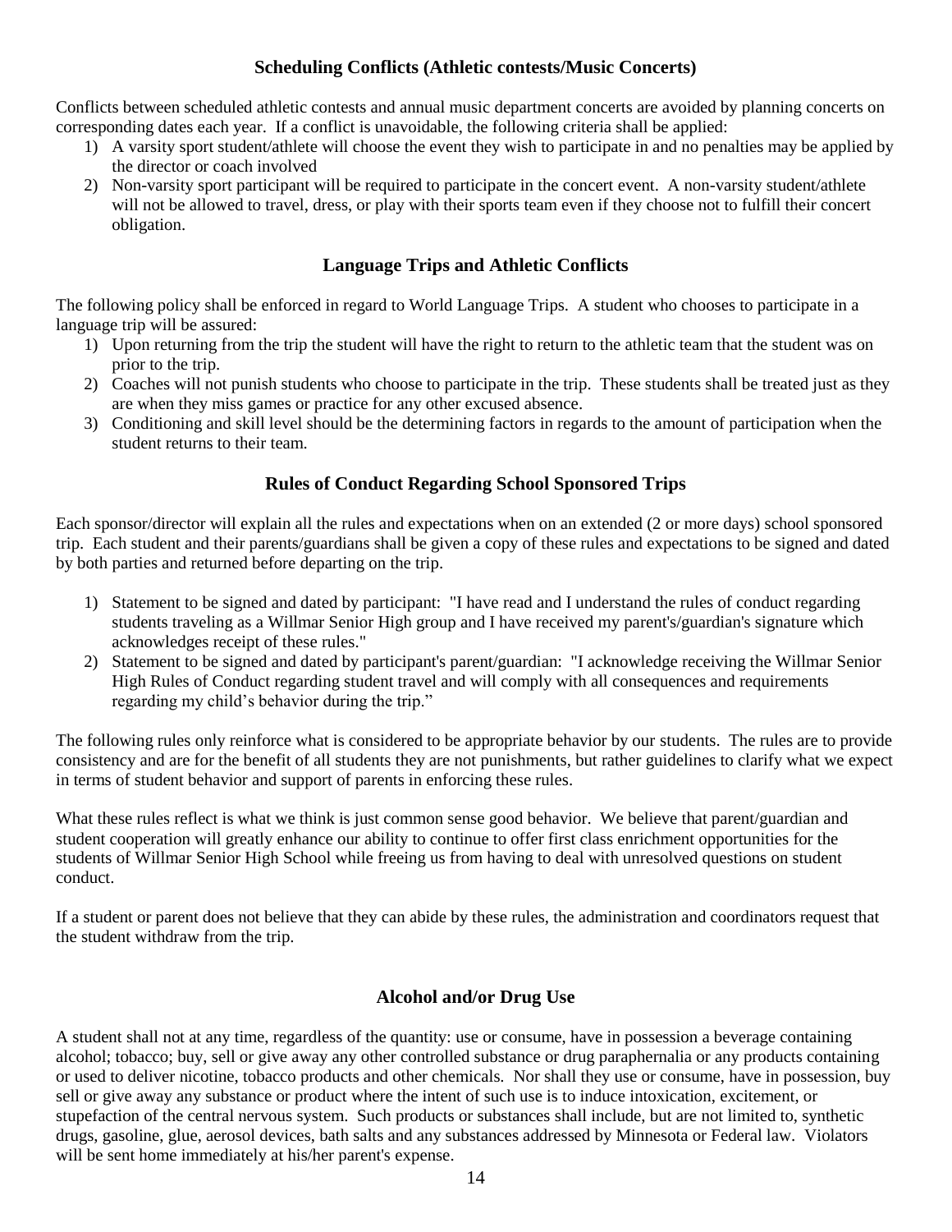## Scheduling Conflicts (Athletic contests/Music Concerts)

Conflicts between scheduled athletic contests and annual music department concerts are avoided by planning concerts on corresponding dates each year. If a conflict is unavoidable, the following criteria shall be applied:

1) A varsity sport student/athlete will choose the event they wish to participate in and no penalties may be applied by the director or coach involved
2) Non-varsity sport participant will be required to participate in the concert event. A non-varsity student/athlete will not be allowed to travel, dress, or play with their sports team even if they choose not to fulfill their concert obligation.

## Language Trips and Athletic Conflicts

The following policy shall be enforced in regard to World Language Trips. A student who chooses to participate in a language trip will be assured:

1) Upon returning from the trip the student will have the right to return to the athletic team that the student was on prior to the trip.
2) Coaches will not punish students who choose to participate in the trip. These students shall be treated just as they are when they miss games or practice for any other excused absence.
3) Conditioning and skill level should be the determining factors in regards to the amount of participation when the student returns to their team.

## Rules of Conduct Regarding School Sponsored Trips

Each sponsor/director will explain all the rules and expectations when on an extended (2 or more days) school sponsored trip. Each student and their parents/guardians shall be given a copy of these rules and expectations to be signed and dated by both parties and returned before departing on the trip.

1) Statement to be signed and dated by participant: "I have read and I understand the rules of conduct regarding students traveling as a Willmar Senior High group and I have received my parent's/guardian's signature which acknowledges receipt of these rules."
2) Statement to be signed and dated by participant's parent/guardian: "I acknowledge receiving the Willmar Senior High Rules of Conduct regarding student travel and will comply with all consequences and requirements regarding my child's behavior during the trip."

The following rules only reinforce what is considered to be appropriate behavior by our students. The rules are to provide consistency and are for the benefit of all students they are not punishments, but rather guidelines to clarify what we expect in terms of student behavior and support of parents in enforcing these rules.

What these rules reflect is what we think is just common sense good behavior. We believe that parent/guardian and student cooperation will greatly enhance our ability to continue to offer first class enrichment opportunities for the students of Willmar Senior High School while freeing us from having to deal with unresolved questions on student conduct.

If a student or parent does not believe that they can abide by these rules, the administration and coordinators request that the student withdraw from the trip.

## Alcohol and/or Drug Use

A student shall not at any time, regardless of the quantity: use or consume, have in possession a beverage containing alcohol; tobacco; buy, sell or give away any other controlled substance or drug paraphernalia or any products containing or used to deliver nicotine, tobacco products and other chemicals. Nor shall they use or consume, have in possession, buy sell or give away any substance or product where the intent of such use is to induce intoxication, excitement, or stupefaction of the central nervous system. Such products or substances shall include, but are not limited to, synthetic drugs, gasoline, glue, aerosol devices, bath salts and any substances addressed by Minnesota or Federal law. Violators will be sent home immediately at his/her parent's expense.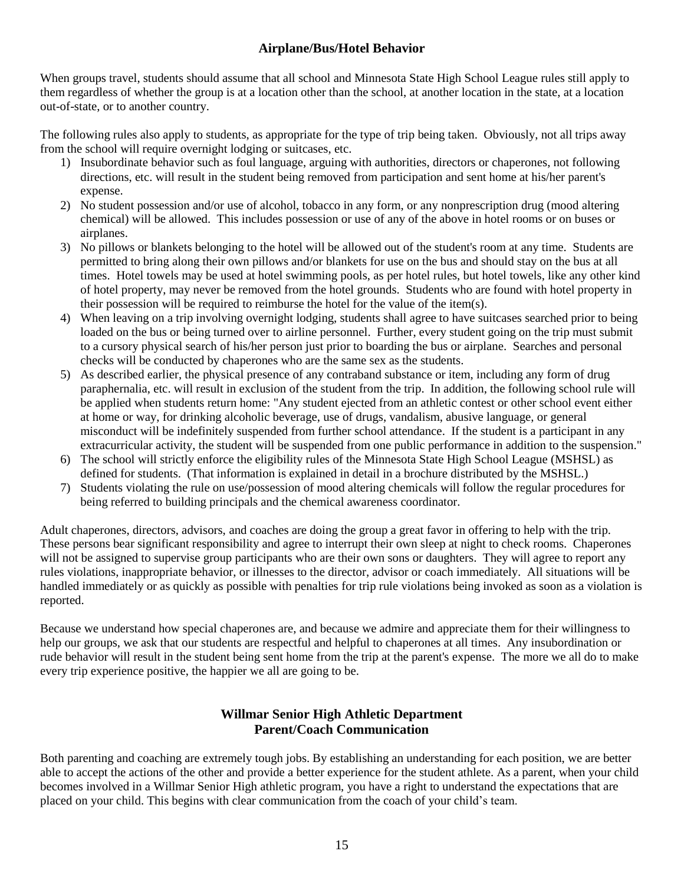## Airplane/Bus/Hotel Behavior

When groups travel, students should assume that all school and Minnesota State High School League rules still apply to them regardless of whether the group is at a location other than the school, at another location in the state, at a location out-of-state, or to another country.

The following rules also apply to students, as appropriate for the type of trip being taken. Obviously, not all trips away from the school will require overnight lodging or suitcases, etc.

1) Insubordinate behavior such as foul language, arguing with authorities, directors or chaperones, not following directions, etc. will result in the student being removed from participation and sent home at his/her parent's expense.
2) No student possession and/or use of alcohol, tobacco in any form, or any nonprescription drug (mood altering chemical) will be allowed. This includes possession or use of any of the above in hotel rooms or on buses or airplanes.
3) No pillows or blankets belonging to the hotel will be allowed out of the student's room at any time. Students are permitted to bring along their own pillows and/or blankets for use on the bus and should stay on the bus at all times. Hotel towels may be used at hotel swimming pools, as per hotel rules, but hotel towels, like any other kind of hotel property, may never be removed from the hotel grounds. Students who are found with hotel property in their possession will be required to reimburse the hotel for the value of the item(s).
4) When leaving on a trip involving overnight lodging, students shall agree to have suitcases searched prior to being loaded on the bus or being turned over to airline personnel. Further, every student going on the trip must submit to a cursory physical search of his/her person just prior to boarding the bus or airplane. Searches and personal checks will be conducted by chaperones who are the same sex as the students.
5) As described earlier, the physical presence of any contraband substance or item, including any form of drug paraphernalia, etc. will result in exclusion of the student from the trip. In addition, the following school rule will be applied when students return home: "Any student ejected from an athletic contest or other school event either at home or way, for drinking alcoholic beverage, use of drugs, vandalism, abusive language, or general misconduct will be indefinitely suspended from further school attendance. If the student is a participant in any extracurricular activity, the student will be suspended from one public performance in addition to the suspension."
6) The school will strictly enforce the eligibility rules of the Minnesota State High School League (MSHSL) as defined for students. (That information is explained in detail in a brochure distributed by the MSHSL.)
7) Students violating the rule on use/possession of mood altering chemicals will follow the regular procedures for being referred to building principals and the chemical awareness coordinator.

Adult chaperones, directors, advisors, and coaches are doing the group a great favor in offering to help with the trip. These persons bear significant responsibility and agree to interrupt their own sleep at night to check rooms. Chaperones will not be assigned to supervise group participants who are their own sons or daughters. They will agree to report any rules violations, inappropriate behavior, or illnesses to the director, advisor or coach immediately. All situations will be handled immediately or as quickly as possible with penalties for trip rule violations being invoked as soon as a violation is reported.

Because we understand how special chaperones are, and because we admire and appreciate them for their willingness to help our groups, we ask that our students are respectful and helpful to chaperones at all times. Any insubordination or rude behavior will result in the student being sent home from the trip at the parent's expense. The more we all do to make every trip experience positive, the happier we all are going to be.

## Willmar Senior High Athletic Department
## Parent/Coach Communication

Both parenting and coaching are extremely tough jobs. By establishing an understanding for each position, we are better able to accept the actions of the other and provide a better experience for the student athlete. As a parent, when your child becomes involved in a Willmar Senior High athletic program, you have a right to understand the expectations that are placed on your child. This begins with clear communication from the coach of your child's team.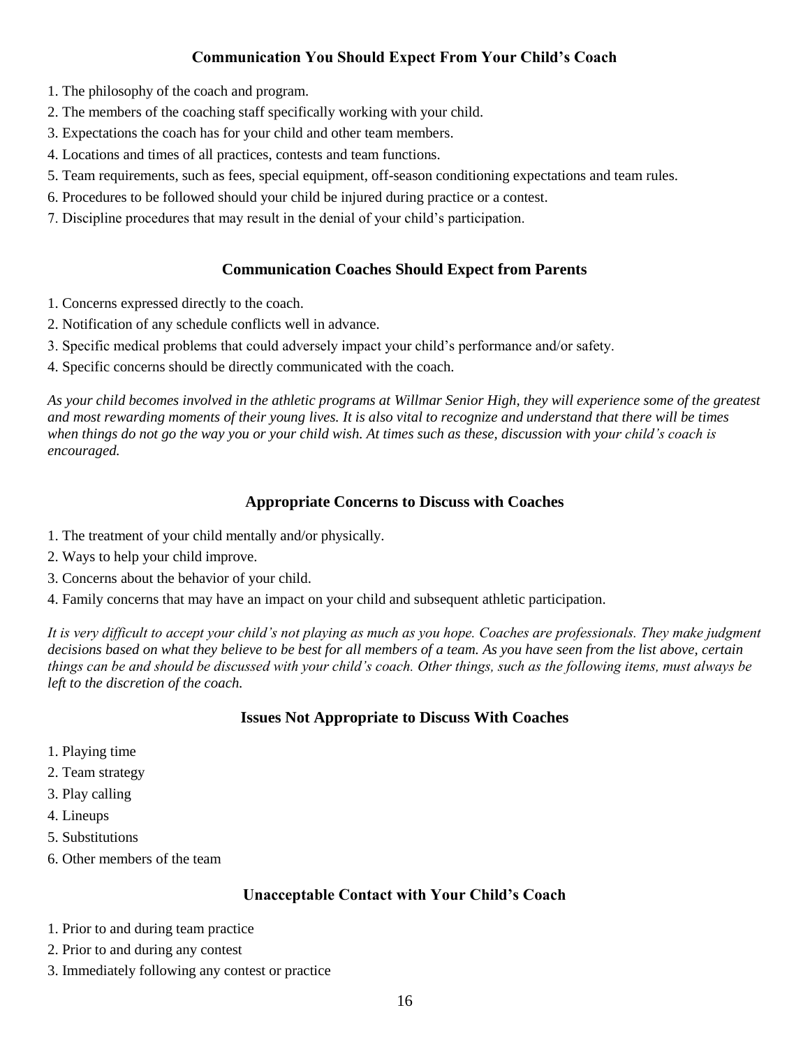### Communication You Should Expect From Your Child's Coach

1. The philosophy of the coach and program.
2. The members of the coaching staff specifically working with your child.
3. Expectations the coach has for your child and other team members.
4. Locations and times of all practices, contests and team functions.
5. Team requirements, such as fees, special equipment, off-season conditioning expectations and team rules.
6. Procedures to be followed should your child be injured during practice or a contest.
7. Discipline procedures that may result in the denial of your child's participation.

### Communication Coaches Should Expect from Parents

1. Concerns expressed directly to the coach.
2. Notification of any schedule conflicts well in advance.
3. Specific medical problems that could adversely impact your child's performance and/or safety.
4. Specific concerns should be directly communicated with the coach.

*As your child becomes involved in the athletic programs at Willmar Senior High, they will experience some of the greatest and most rewarding moments of their young lives. It is also vital to recognize and understand that there will be times when things do not go the way you or your child wish. At times such as these, discussion with your child's coach is encouraged.*

### Appropriate Concerns to Discuss with Coaches

1. The treatment of your child mentally and/or physically.
2. Ways to help your child improve.
3. Concerns about the behavior of your child.
4. Family concerns that may have an impact on your child and subsequent athletic participation.

*It is very difficult to accept your child's not playing as much as you hope. Coaches are professionals. They make judgment decisions based on what they believe to be best for all members of a team. As you have seen from the list above, certain things can be and should be discussed with your child's coach. Other things, such as the following items, must always be left to the discretion of the coach.*

### Issues Not Appropriate to Discuss With Coaches

1. Playing time
2. Team strategy
3. Play calling
4. Lineups
5. Substitutions
6. Other members of the team

### Unacceptable Contact with Your Child's Coach

1. Prior to and during team practice
2. Prior to and during any contest
3. Immediately following any contest or practice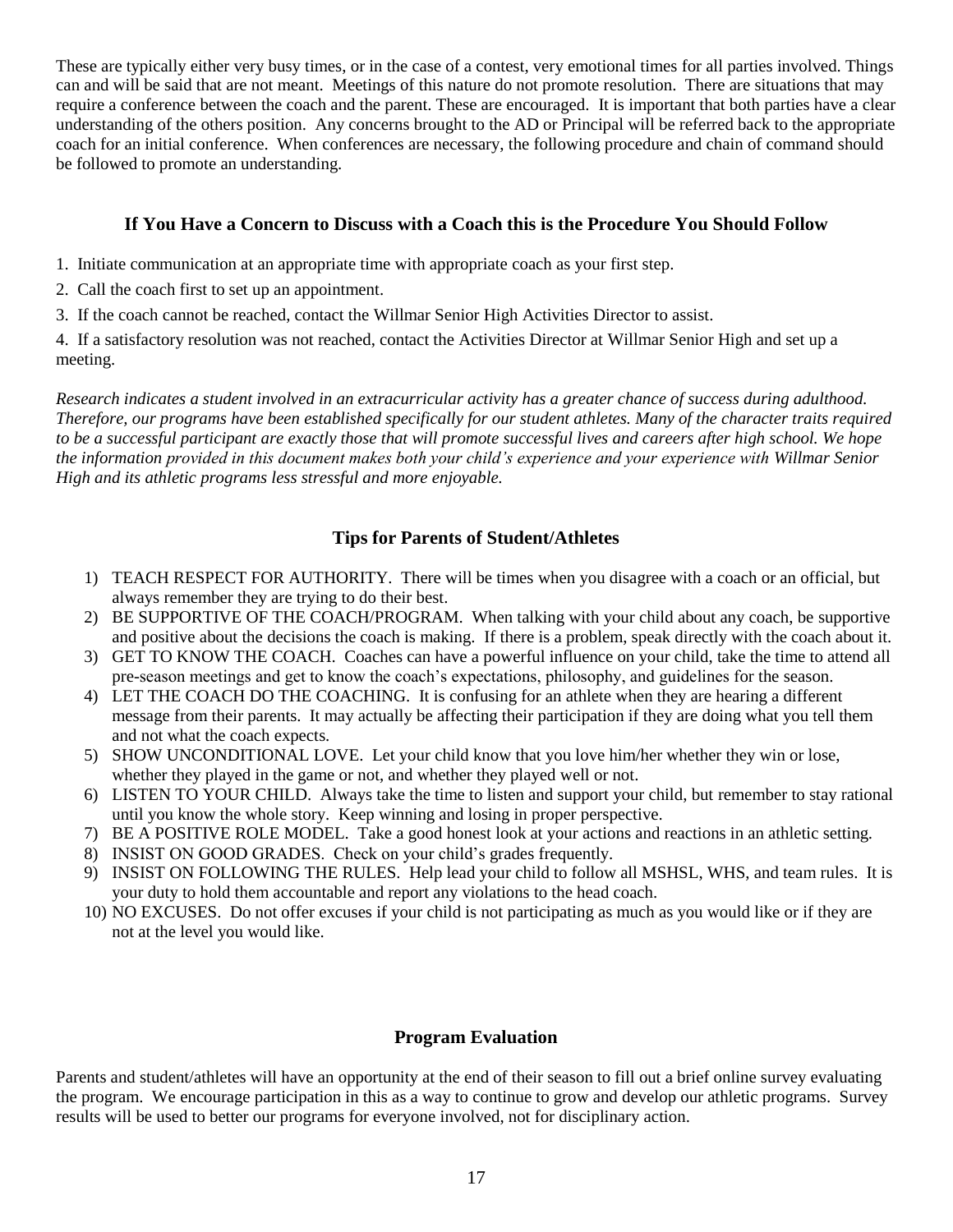These are typically either very busy times, or in the case of a contest, very emotional times for all parties involved. Things can and will be said that are not meant. Meetings of this nature do not promote resolution. There are situations that may require a conference between the coach and the parent. These are encouraged. It is important that both parties have a clear understanding of the others position. Any concerns brought to the AD or Principal will be referred back to the appropriate coach for an initial conference. When conferences are necessary, the following procedure and chain of command should be followed to promote an understanding.

### If You Have a Concern to Discuss with a Coach this is the Procedure You Should Follow

1. Initiate communication at an appropriate time with appropriate coach as your first step.
2. Call the coach first to set up an appointment.
3. If the coach cannot be reached, contact the Willmar Senior High Activities Director to assist.
4. If a satisfactory resolution was not reached, contact the Activities Director at Willmar Senior High and set up a meeting.

*Research indicates a student involved in an extracurricular activity has a greater chance of success during adulthood. Therefore, our programs have been established specifically for our student athletes. Many of the character traits required to be a successful participant are exactly those that will promote successful lives and careers after high school. We hope the information provided in this document makes both your child's experience and your experience with Willmar Senior High and its athletic programs less stressful and more enjoyable.*

### Tips for Parents of Student/Athletes

1) TEACH RESPECT FOR AUTHORITY. There will be times when you disagree with a coach or an official, but always remember they are trying to do their best.
2) BE SUPPORTIVE OF THE COACH/PROGRAM. When talking with your child about any coach, be supportive and positive about the decisions the coach is making. If there is a problem, speak directly with the coach about it.
3) GET TO KNOW THE COACH. Coaches can have a powerful influence on your child, take the time to attend all pre-season meetings and get to know the coach's expectations, philosophy, and guidelines for the season.
4) LET THE COACH DO THE COACHING. It is confusing for an athlete when they are hearing a different message from their parents. It may actually be affecting their participation if they are doing what you tell them and not what the coach expects.
5) SHOW UNCONDITIONAL LOVE. Let your child know that you love him/her whether they win or lose, whether they played in the game or not, and whether they played well or not.
6) LISTEN TO YOUR CHILD. Always take the time to listen and support your child, but remember to stay rational until you know the whole story. Keep winning and losing in proper perspective.
7) BE A POSITIVE ROLE MODEL. Take a good honest look at your actions and reactions in an athletic setting.
8) INSIST ON GOOD GRADES. Check on your child's grades frequently.
9) INSIST ON FOLLOWING THE RULES. Help lead your child to follow all MSHSL, WHS, and team rules. It is your duty to hold them accountable and report any violations to the head coach.
10) NO EXCUSES. Do not offer excuses if your child is not participating as much as you would like or if they are not at the level you would like.

### Program Evaluation

Parents and student/athletes will have an opportunity at the end of their season to fill out a brief online survey evaluating the program. We encourage participation in this as a way to continue to grow and develop our athletic programs. Survey results will be used to better our programs for everyone involved, not for disciplinary action.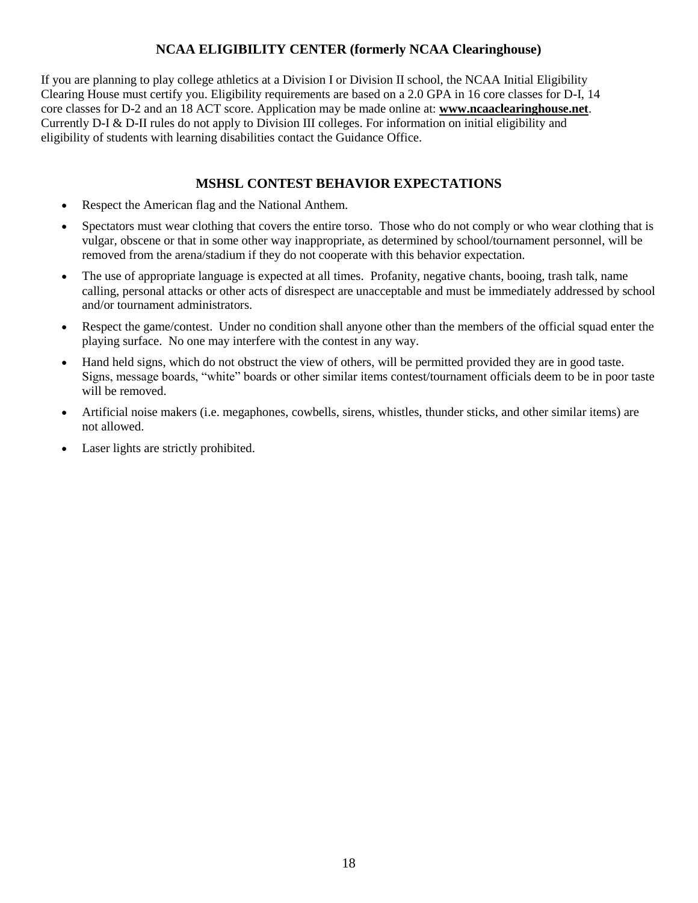## NCAA ELIGIBILITY CENTER (formerly NCAA Clearinghouse)

If you are planning to play college athletics at a Division I or Division II school, the NCAA Initial Eligibility Clearing House must certify you. Eligibility requirements are based on a 2.0 GPA in 16 core classes for D-I, 14 core classes for D-2 and an 18 ACT score. Application may be made online at: **www.ncaaclearinghouse.net**. Currently D-I & D-II rules do not apply to Division III colleges. For information on initial eligibility and eligibility of students with learning disabilities contact the Guidance Office.

## MSHSL CONTEST BEHAVIOR EXPECTATIONS

- Respect the American flag and the National Anthem.
- Spectators must wear clothing that covers the entire torso. Those who do not comply or who wear clothing that is vulgar, obscene or that in some other way inappropriate, as determined by school/tournament personnel, will be removed from the arena/stadium if they do not cooperate with this behavior expectation.
- The use of appropriate language is expected at all times. Profanity, negative chants, booing, trash talk, name calling, personal attacks or other acts of disrespect are unacceptable and must be immediately addressed by school and/or tournament administrators.
- Respect the game/contest. Under no condition shall anyone other than the members of the official squad enter the playing surface. No one may interfere with the contest in any way.
- Hand held signs, which do not obstruct the view of others, will be permitted provided they are in good taste. Signs, message boards, "white" boards or other similar items contest/tournament officials deem to be in poor taste will be removed.
- Artificial noise makers (i.e. megaphones, cowbells, sirens, whistles, thunder sticks, and other similar items) are not allowed.
- Laser lights are strictly prohibited.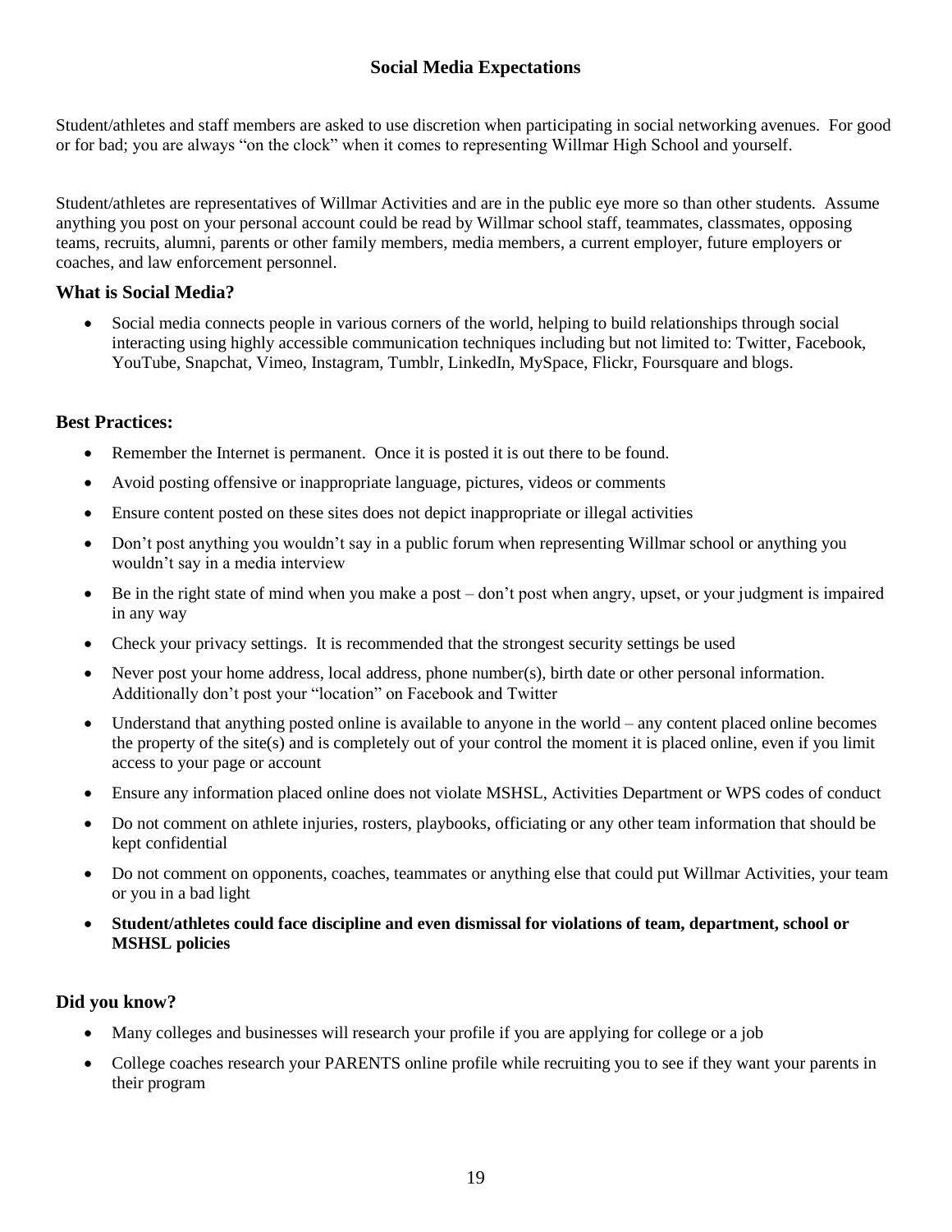## Social Media Expectations

Student/athletes and staff members are asked to use discretion when participating in social networking avenues. For good or for bad; you are always "on the clock" when it comes to representing Willmar High School and yourself.

Student/athletes are representatives of Willmar Activities and are in the public eye more so than other students. Assume anything you post on your personal account could be read by Willmar school staff, teammates, classmates, opposing teams, recruits, alumni, parents or other family members, media members, a current employer, future employers or coaches, and law enforcement personnel.

### What is Social Media?

- Social media connects people in various corners of the world, helping to build relationships through social interacting using highly accessible communication techniques including but not limited to: Twitter, Facebook, YouTube, Snapchat, Vimeo, Instagram, Tumblr, LinkedIn, MySpace, Flickr, Foursquare and blogs.

### Best Practices:

- Remember the Internet is permanent. Once it is posted it is out there to be found.
- Avoid posting offensive or inappropriate language, pictures, videos or comments
- Ensure content posted on these sites does not depict inappropriate or illegal activities
- Don't post anything you wouldn't say in a public forum when representing Willmar school or anything you wouldn't say in a media interview
- Be in the right state of mind when you make a post – don't post when angry, upset, or your judgment is impaired in any way
- Check your privacy settings. It is recommended that the strongest security settings be used
- Never post your home address, local address, phone number(s), birth date or other personal information. Additionally don't post your "location" on Facebook and Twitter
- Understand that anything posted online is available to anyone in the world – any content placed online becomes the property of the site(s) and is completely out of your control the moment it is placed online, even if you limit access to your page or account
- Ensure any information placed online does not violate MSHSL, Activities Department or WPS codes of conduct
- Do not comment on athlete injuries, rosters, playbooks, officiating or any other team information that should be kept confidential
- Do not comment on opponents, coaches, teammates or anything else that could put Willmar Activities, your team or you in a bad light
- **Student/athletes could face discipline and even dismissal for violations of team, department, school or MSHSL policies**

### Did you know?

- Many colleges and businesses will research your profile if you are applying for college or a job
- College coaches research your PARENTS online profile while recruiting you to see if they want your parents in their program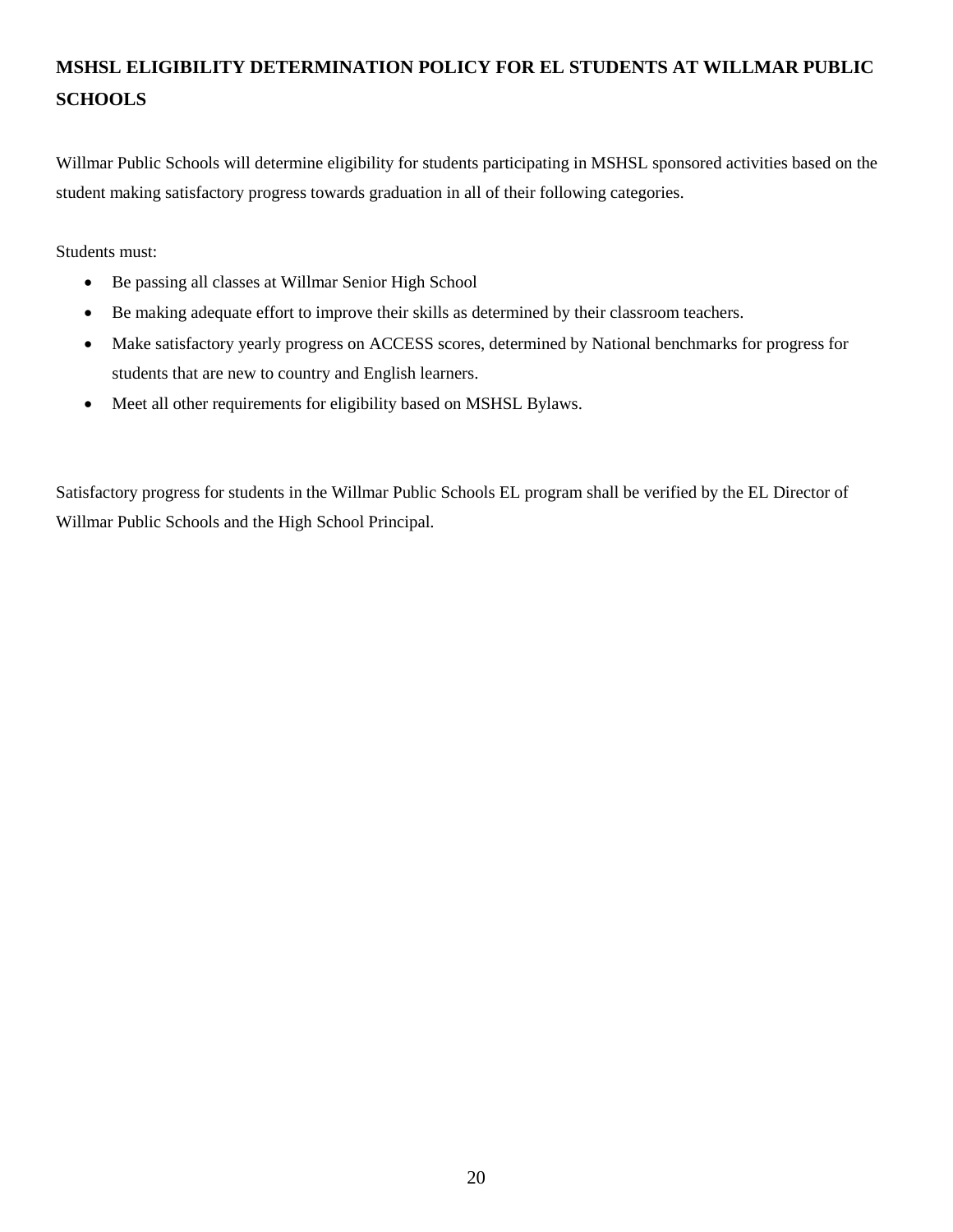## MSHSL ELIGIBILITY DETERMINATION POLICY FOR EL STUDENTS AT WILLMAR PUBLIC SCHOOLS

Willmar Public Schools will determine eligibility for students participating in MSHSL sponsored activities based on the student making satisfactory progress towards graduation in all of their following categories.

Students must:

- Be passing all classes at Willmar Senior High School
- Be making adequate effort to improve their skills as determined by their classroom teachers.
- Make satisfactory yearly progress on ACCESS scores, determined by National benchmarks for progress for students that are new to country and English learners.
- Meet all other requirements for eligibility based on MSHSL Bylaws.

Satisfactory progress for students in the Willmar Public Schools EL program shall be verified by the EL Director of Willmar Public Schools and the High School Principal.